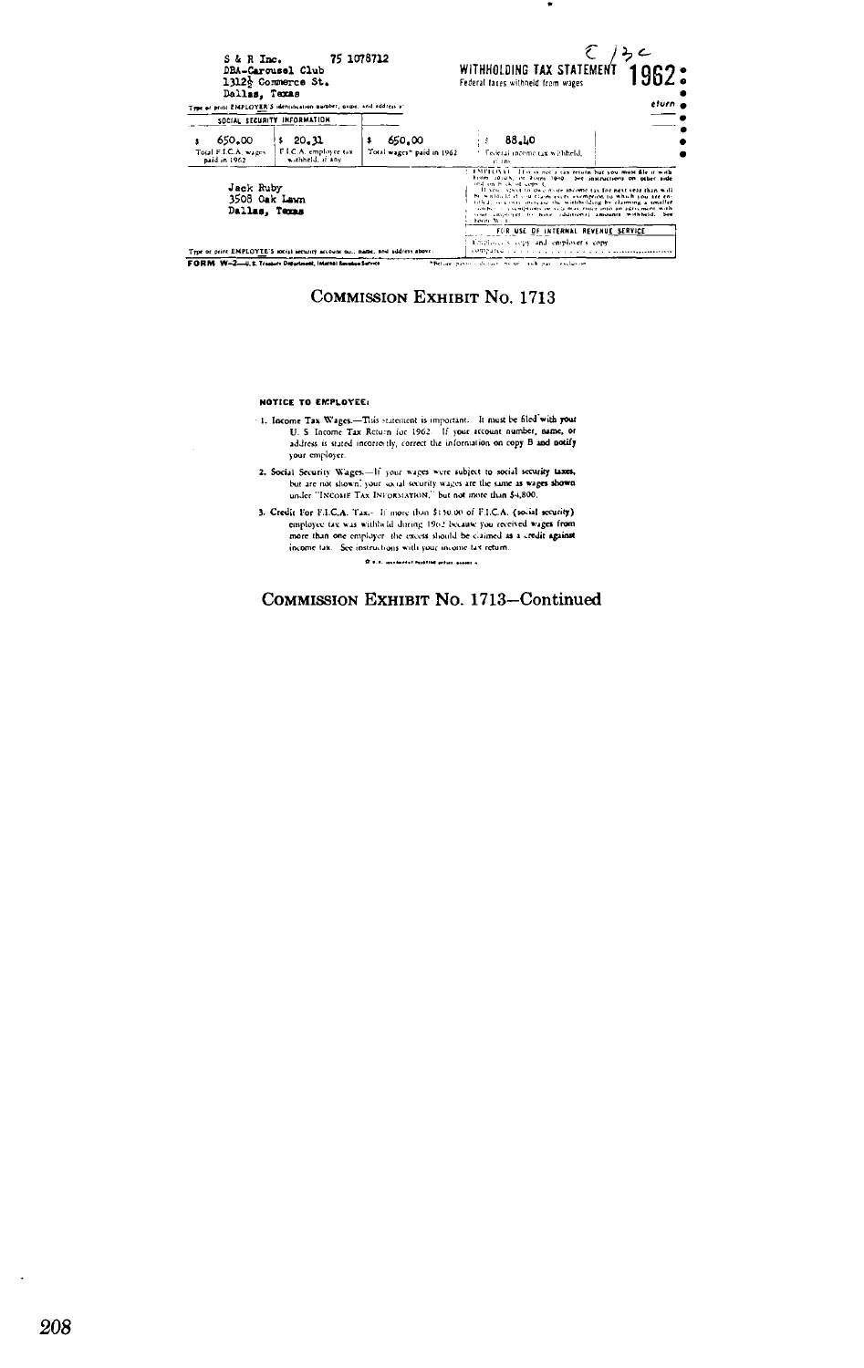S & R Inc. 75 1078712
DBA-Carousel Club
1312½ Commerce St.
Dallas, Texas

Type or print EMPLOYER'S identification number, name, and address

C 13 C

**WITHHOLDING TAX STATEMENT 1962**

Federal taxes withheld from wages

eturn

| SOCIAL SECURITY INFORMATION | | | |
|---|---|---|---|
| $ 650.00 | $ 20.31 | $ 650.00 | $ 88.40 |
| Total F.I.C.A. wages paid in 1962 | F.I.C.A. employee tax withheld, if any | Total wages* paid in 1962 | Federal income tax withheld, if any |

Jack Ruby
3508 Oak Lawn
Dallas, Texas

Type or print EMPLOYEE'S social security account no., name, and address above.

EMPLOYEE: This is not a tax return, but you must file it with your Form 1040A or Form 1040. See instructions on other side and on back of copy C.

If you expect to owe more income tax for next year than will be withheld, you can claim fewer exemptions to which you are entitled or you may increase the withholding by claiming a smaller number of exemptions or you may enter into an agreement with your employer to have additional amounts withheld. See Form W-4.

FOR USE OF INTERNAL REVENUE SERVICE

Employee's copy and employer's copy compared

FORM W-2—U.S. Treasury Department, Internal Revenue Service

*Before payroll deductions or sick pay exclusion

## COMMISSION EXHIBIT No. 1713

**NOTICE TO EMPLOYEE:**

1. Income Tax Wages.—This statement is important. It must be filed with your U. S. Income Tax Return for 1962. If your account number, name, or address is stated incorrectly, correct the information on copy B and notify your employer.
2. Social Security Wages.—If your wages were subject to social security taxes, but are not shown, your social security wages are the same as wages shown under "INCOME TAX INFORMATION," but not more than $4,800.
3. Credit For F.I.C.A. Tax.—If more than $150.00 of F.I.C.A. (social security) employee tax was withheld during 1962 because you received wages from more than one employer, the excess should be claimed as a credit against income tax. See instructions with your income tax return.

U.S. GOVERNMENT PRINTING OFFICE

## COMMISSION EXHIBIT No. 1713—Continued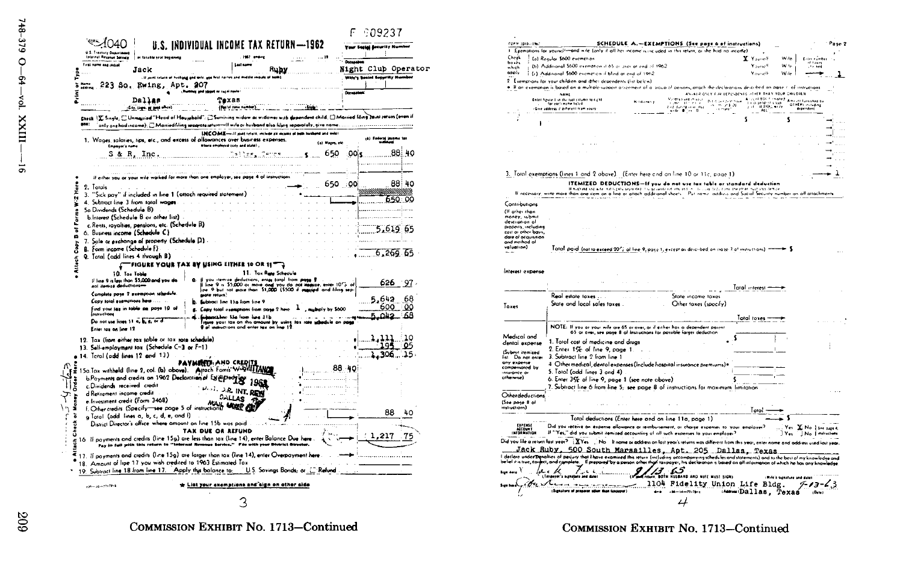F 209237

# Form 1040 — U.S. INDIVIDUAL INCOME TAX RETURN—1962

U.S. Treasury Department, Internal Revenue Service — or taxable year beginning ........, 1962, ending ........, 19....

| | |
|---|---|
| First name and initial: **Jack** | Last name: **Ruby** |
| Home address: **223 So. Ewing, Apt. 207** | |
| **Dallas** | **Texas** |

Your Social Security Number: ........

Occupation: **Night Club Operator**

Check one: [X] Single, [ ] Unmarried "Head of Household", [ ] Surviving widow or widower with dependent child, [ ] Married filing joint return (even if only one had income), [ ] Married filing separate return—If wife or husband also filing separately, give name........

## INCOME

1. Wages, salaries, tips, etc., and excess of allowances over business expenses.

| Employer's name | Where employed (city and State) | (a) Wages, etc. | (b) Federal income tax withheld |
|---|---|---|---|
| S & R, Inc. | Dallas, Texas | $ 650.00 | $ 88.40 |

| Line | Item | Amount |
|---|---|---|
| 2. | Totals | 650.00 / 88.40 |
| 3. | "Sick pay" if included in line 1 (attach required statement) | |
| 4. | Subtract line 3 from total wages | 650.00 |
| 5a. | Dividends (Schedule B) | |
| b. | Interest (Schedule B or other list) | |
| c. | Rents, royalties, pensions, etc. (Schedule B) | |
| 6. | Business income (Schedule C) | 5,619.65 |
| 7. | Sale or exchange of property (Schedule D) | |
| 8. | Farm income (Schedule F) | |
| 9. | Total (add lines 4 through 8) | 6,269.65 |

## FIGURE YOUR TAX BY USING EITHER 10 OR 11

10. Tax Table — If line 9 is less than $5,000 and you do not itemize deductions.... Complete page 2 exemption schedule. Copy total exemptions here.... Find your tax in table on page 10 of instructions. Do not use lines 11 a, b, c, or d. Enter tax on line 12.

11. Tax Rate Schedule

| Line | Item | Amount |
|---|---|---|
| a. | If you itemize deductions, enter total from page 2. If line 9 is $5,000 or more and you do not itemize, enter 10% of line 9 but not more than $1,000 ($500 if married and filing separate return) | 626.97 |
| b. | Subtract line 11a from line 9 | 5,642.68 |
| c. | Copy total exemptions from page 2 here 1, multiply by $600 | 600.00 |
| d. | Subtract line 11c from line 11b. Figure your tax on this amount by using tax rate schedule on page 9 of instructions and enter tax on line 12 | 5,042.68 |
| 12. | Tax (from either tax table or tax rate schedule) | 1,111.10 |
| 13. | Self-employment tax (Schedule C-3 or F-1) | 195.65 |
| 14. | Total (add lines 12 and 13) | 1,306.75 |

## PAYMENTS AND CREDITS

| Line | Item | Amount |
|---|---|---|
| 15a. | Tax withheld (line 2, col. (b) above). Attach Forms W-2 | 88.40 |
| b. | Payments and credits on 1962 Declaration of Estimated Tax | |
| c. | Dividends received credit | |
| d. | Retirement income credit | |
| e. | Investment credit (Form 3468) | |
| f. | Other credits (Specify—see page 5 of instructions) | |
| g. | Total (add lines a, b, c, d, e, and f) | 88.40 |

District Director's office where amount on line 15b was paid ........

Stamp: REMITTANCE — SEP 18 1963 — U.S. I.R. INT. REV. — DALLAS — MAIL ROOM

## TAX DUE OR REFUND

| Line | Item | Amount |
|---|---|---|
| 16. | If payments and credits (line 15g) are less than tax (line 14), enter Balance Due here. Pay in full with this return to "Internal Revenue Service." File with your District Director. | 1,217.75 |
| 17. | If payments and credits (line 15g) are larger than tax (line 14), enter Overpayment here | |
| 18. | Amount of line 17 you wish credited to 1963 Estimated Tax | |
| 19. | Subtract line 18 from line 17. Apply this balance to: [ ] U.S. Savings Bonds; or [ ] Refund | |

★ List your exemptions and sign on other side

3

---

# SCHEDULE A.—EXEMPTIONS (See page 6 of instructions)

Form 1040—1962 — Page 2

1. Exemptions for yourself—and wife (only if all her income is included in this return, or she had no income)

| Check boxes which apply | | | Enter number of boxes checked |
|---|---|---|---|
| (a) Regular $600 exemption | [X] Yourself | [ ] Wife | |
| (b) Additional $600 exemption if 65 or over at end of 1962 | [ ] Yourself | [ ] Wife | |
| (c) Additional $600 exemption if blind at end of 1962 | [ ] Yourself | [ ] Wife | 1 |

2. Exemptions for your children and other dependents (list below)

3. Total exemptions (lines 1 and 2 above) (Enter here and on line 10 or 11c, page 1) — **1**

## ITEMIZED DEDUCTIONS—If you do not use tax table or standard deduction

Contributions — Total paid (not to exceed 20% of line 9, page 1, except as described on page 7 of instructions) $

Interest expense — Total interest

Taxes — Real estate taxes; State and local sales taxes; State income taxes; Other taxes (specify) — Total taxes

Medical and dental expense:

1. Total cost of medicine and drugs
2. Enter 1% of line 9, page 1
3. Subtract line 2 from line 1
4. Other medical, dental expenses (include hospital insurance premiums)
5. Total (add lines 3 and 4)
6. Enter 3% of line 9, page 1 (see note above)
7. Subtract line 6 from line 5; see page 8 of instructions for maximum limitation

Other deductions (See page 8 of instructions) — Total

Total deductions (Enter here and on line 11a, page 1) — $

EXPENSE ACCOUNT INFORMATION: Did you receive an expense allowance or reimbursement, or charge expenses to your employer? [ ] Yes [X] No. If "Yes," did you submit itemized accounting of all such expenses to your employer? [ ] Yes [ ] No

Did you file a return last year? [X] Yes [ ] No. If name or address on last year's return was different from this year, enter name and address used last year.

**Jack Ruby, 500 South Marsailles, Apt. 205 Dallas, Texas**

I declare under penalties of perjury that I have examined this return (including accompanying schedules and statements) and to the best of my knowledge and belief it is true, correct, and complete. If prepared by a person other than taxpayer, his declaration is based on all information of which he has any knowledge.

Sign here: Jack Ruby (signature) 9/13/63 (Taxpayer's signature and date)

Sign here: (signature of preparer) — 1104 Fidelity Union Life Bldg. Dallas, Texas — 9-13-63

4

COMMISSION EXHIBIT No. 1713—Continued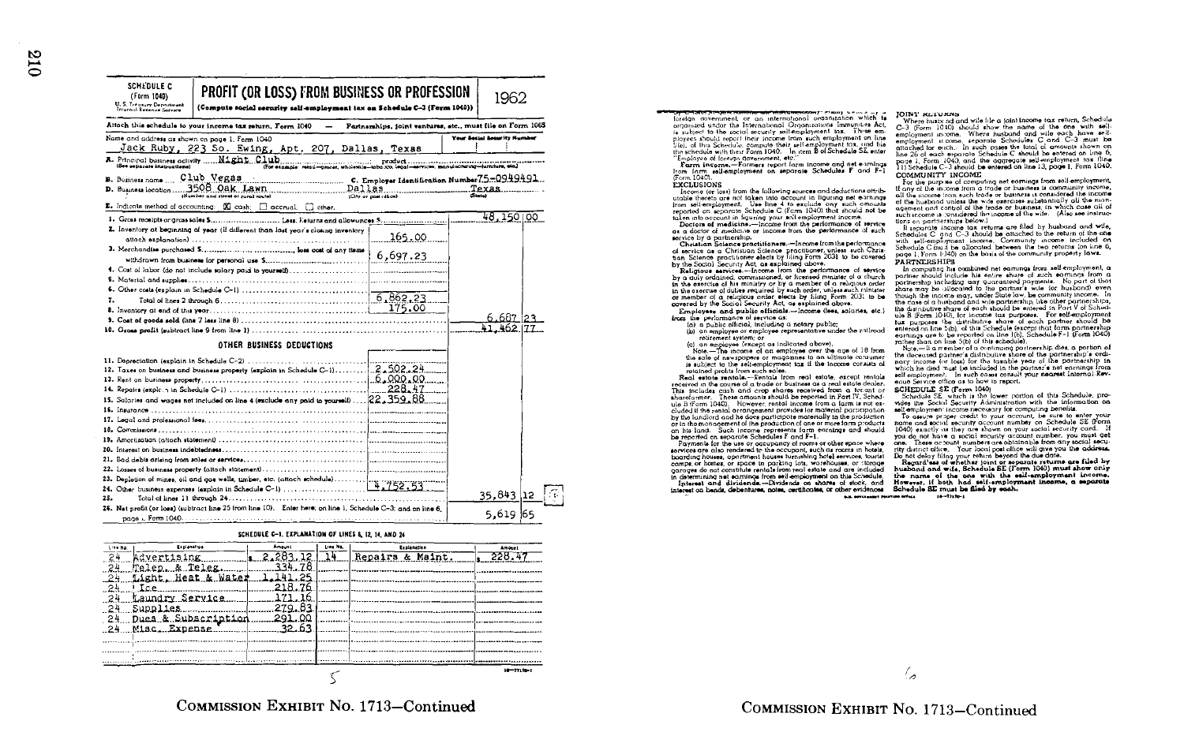SCHEDULE C (Form 1040)
U. S. Treasury Department
Internal Revenue Service

# PROFIT (OR LOSS) FROM BUSINESS OR PROFESSION

(Compute social security self-employment tax on Schedule C-3 (Form 1040))

1962

Attach this schedule to your income tax return, Form 1040 — Partnerships, joint ventures, etc., must file on Form 1065

Name and address as shown on page 1, Form 1040: Jack Ruby, 223 So. Ewing, Apt. 207, Dallas, Texas

Your Social Security Number:

A. Principal business activity: Night Club ... product ...
(See separate instructions) (For example: retail—grocer, wholesale—tobacco, legal—services, manufacturing—furniture, etc.)

B. Business name: Club Vegas — C. Employer Identification Number: 75-0949491

D. Business location: 3508 Oak Lawn, Dallas, Texas
(Number and street or rural route) (City or post office) (State)

E. Indicate method of accounting: [X] cash; [ ] accrual; [ ] other.

| Line | Description | Amount | Total |
|---|---|---|---|
| 1. | Gross receipts or gross sales $......... Less: Returns and allowances $......... | | 48,150.00 |
| 2. | Inventory at beginning of year (if different than last year's closing inventory attach explanation) | 165.00 | |
| 3. | Merchandise purchased $........., less cost of any items withdrawn from business for personal use $......... | 6,697.23 | |
| 4. | Cost of labor (do not include salary paid to yourself) | | |
| 5. | Material and supplies | | |
| 6. | Other costs (explain in Schedule C-1) | | |
| 7. | Total of lines 2 through 6 | 6,862.23 | |
| 8. | Inventory at end of this year | 175.00 | |
| 9. | Cost of goods sold (line 7 less line 8) | | 6,687.23 |
| 10. | Gross profit (subtract line 9 from line 1) | | 41,462.77 |

## OTHER BUSINESS DEDUCTIONS

| Line | Description | Amount | Total |
|---|---|---|---|
| 11. | Depreciation (explain in Schedule C-2) | | |
| 12. | Taxes on business and business property (explain in Schedule C-1) | 2,502.24 | |
| 13. | Rent on business property | 6,000.00 | |
| 14. | Repairs (explain in Schedule C-1) | 228.47 | |
| 15. | Salaries and wages not included on line 4 (exclude any paid to yourself) | 22,359.88 | |
| 16. | Insurance | | |
| 17. | Legal and professional fees | | |
| 18. | Commissions | | |
| 19. | Amortization (attach statement) | | |
| 20. | Interest on business indebtedness | | |
| 21. | Bad debts arising from sales or services | | |
| 22. | Losses of business property (attach statement) | | |
| 23. | Depletion of mines, oil and gas wells, timber, etc. (attach schedule) | | |
| 24. | Other business expenses (explain in Schedule C-1) | 4,752.53 | |
| 25. | Total of lines 11 through 24 | | 35,843.12 |
| 26. | Net profit (or loss) (subtract line 25 from line 10). Enter here; on line 1, Schedule C-3; and on line 6, page 1, Form 1040 | | 5,619.65 |

### SCHEDULE C-1. EXPLANATION OF LINES 6, 12, 14, AND 24

| Line No. | Explanation | Amount | Line No. | Explanation | Amount |
|---|---|---|---|---|---|
| 24 | Advertising | $ 2,283.12 | 14 | Repairs & Maint. | $ 228.47 |
| 24 | Teleg. & Teleg. | 334.78 | | | |
| 24 | Light, Heat & Water | 1,141.25 | | | |
| 24 | Ice | 218.76 | | | |
| 24 | Laundry Service | 171.16 | | | |
| 24 | Supplies | 279.83 | | | |
| 24 | Dues & Subscription | 291.00 | | | |
| 24 | Misc. Expense | 32.63 | | | |

COMMISSION EXHIBIT No. 1713—Continued

foreign government, or an international organization which is organized under the International Organizations Immunities Act, is subject to the social security self-employment tax. These employees should report their income from such employment on line 5(c), of this Schedule, compute their self-employment tax, and file the schedule with their Form 1040. In item B of Schedule SE enter "Employee of foreign government, etc."

**Farm income.**—Farmers report farm income and net earnings from farm self-employment on separate Schedules F and F-1 (Form 1040).

**EXCLUSIONS**

Income (or loss) from the following sources and deductions attributable thereto are not taken into account in figuring net earnings from self-employment. Use line 4 to exclude any such amounts reported on separate Schedule C (Form 1040) that should not be taken into account in figuring your self-employment income.

**Doctors of medicine.**—Income from the performance of service as a doctor of medicine or income from the performance of such service by a partnership.

**Christian Science practitioners.**—Income from the performance of service as a Christian Science practitioner, unless such Christian Science practitioner elects by filing Form 2031 to be covered by the Social Security Act, as explained above.

**Religious services.**—Income from the performance of service by a duly ordained, commissioned, or licensed minister of a church in the exercise of his ministry or by a member of a religious order in the exercise of duties required by such order, unless such minister or member of a religious order elects by filing Form 2031 to be covered by the Social Security Act, as explained above.

**Employees and public officials.**—Income (fees, salaries, etc.) from the performance of service as:

(a) a public official, including a notary public;
(b) an employee or employee representative under the railroad retirement system; or
(c) an employee (except as indicated above).

Note.—The income of an employee over the age of 18 from the sale of newspapers or magazines to an ultimate consumer is subject to the self-employment tax if the income consists of retained profits from such sales.

**Real estate rentals.**—Rentals from real estate, except rentals received in the course of a trade or business as a real estate dealer. This includes cash and crop shares received from a tenant or sharefarmer. These amounts should be reported in Part IV, Schedule B (Form 1040). However, rental income from a farm is not excluded if the rental arrangement provides for material participation by the landlord and he does participate materially in the production or in the management of the production of one or more farm products on his land. Such income represents farm earnings and should be reported on separate Schedules F and F-1.

Payments for the use or occupancy of rooms or other space where services are also rendered to the occupant, such as rooms in hotels, boarding houses, apartment houses furnishing hotel services, tourist camps or homes, or space in parking lots, warehouses, or storage garages do not constitute rentals from real estate and are included in determining net earnings from self-employment on this Schedule.

**Interest and dividends.**—Dividends on shares of stock, and interest on bonds, debentures, notes, certificates, or other evidences

**JOINT RETURNS**

Where husband and wife file a joint income tax return, Schedule C-3 (Form 1040) should show the name of the one with self-employment income. Where husband and wife each have self-employment income, separate Schedules C and C-3 must be attached for each. In such cases the total of amounts shown on line 26 of each separate Schedule C should be entered on line 6, page 1, Form 1040, and the aggregate self-employment tax (line 11) Schedule C-3 should be entered on line 13, page 1, Form 1040.

**COMMUNITY INCOME**

For the purpose of computing net earnings from self-employment, if any of the income from a trade or business is community income, all the income from such trade or business is considered the income of the husband unless the wife exercises substantially all the management and control of the trade or business, in which case all of such income is considered the income of the wife. (Also see instructions on partnerships below.)

If separate income tax returns are filed by husband and wife, Schedules C and C-3 should be attached to the return of the one with self-employment income. Community income included on Schedule C must be allocated between the two returns (on line 6, page 1, Form 1040) on the basis of the community property laws.

**PARTNERSHIPS**

In computing his combined net earnings from self-employment, a partner should include his entire share of such earnings from a partnership including any guaranteed payments. No part of that share may be allocated to the partner's wife (or husband) even though the income may, under State law, be community income. In the case of a husband and wife partnership, like other partnerships, the distributive share of each should be entered in Part V of Schedule B (Form 1040), for income tax purposes. For self-employment tax purposes the distributive share of each partner should be entered on line 5(b), of this Schedule (except that farm partnership earnings are to be reported on line 1(b), Schedule F-1 (Form 1040) rather than on line 5(b) of this schedule).

Note.—If a member of a continuing partnership dies, a portion of the deceased partner's distributive share of the partnership's ordinary income (or loss) for the taxable year of the partnership in which he died must be included in the partner's net earnings from self-employment. In such cases consult your nearest Internal Revenue Service office as to how to report.

**SCHEDULE SE (Form 1040)**

Schedule SE, which is the lower portion of this Schedule, provides the Social Security Administration with the information on self-employment income necessary for computing benefits.

To assure proper credit to your account, be sure to enter your name and social security account number on Schedule SE (Form 1040) exactly as they are shown on your social security card. If you do not have a social security account number, you must get one. These account numbers are obtainable from any social security district office. Your local post office will give you the address. Do not delay filing your return beyond the due date.

**Regardless of whether joint or separate returns are filed by husband and wife, Schedule SE (Form 1040) must show only the name of the one with the self-employment income. However, if both had self-employment income, a separate Schedule SE must be filed by each.**

COMMISSION EXHIBIT No. 1713—Continued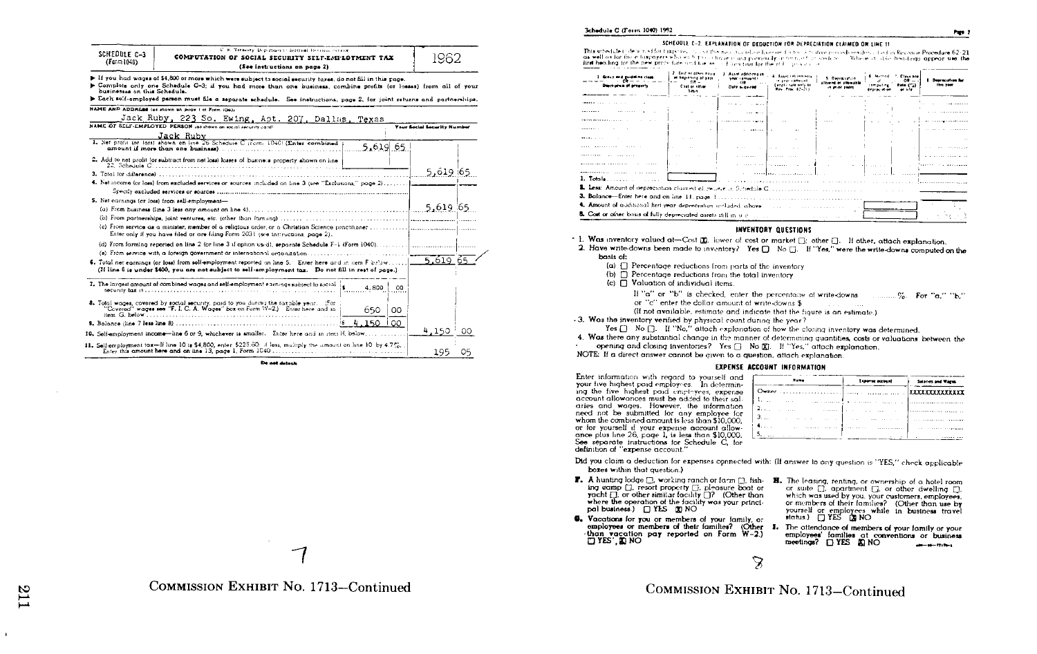## SCHEDULE C-3 (Form 1040)

U. S. Treasury Department—Internal Revenue Service

### COMPUTATION OF SOCIAL SECURITY SELF-EMPLOYMENT TAX

(See instructions on page 2)

**1962**

▶ If you had wages of $4,800 or more which were subject to social security taxes, do not fill in this page.

▶ Complete only one Schedule C-3; if you had more than one business, combine profits (or losses) from all of your businesses on this Schedule.

▶ Each self-employed person must file a separate schedule. See instructions, page 2, for joint returns and partnerships.

NAME AND ADDRESS (as shown on page 1 of Form 1040)

Jack Ruby, 223 So. Ewing, Apt. 207, Dallas, Texas

NAME OF SELF-EMPLOYED PERSON (as shown on social security card) — Your Social Security Number

Jack Ruby

| | | |
|---|---|---|
| 1. Net profit (or loss) shown on line 26 Schedule C (Form 1040) (Enter combined amount if more than one business) | 5,619 65 | |
| 2. Add to net profit (or subtract from net loss) losses of business property shown on line 22, Schedule C | | |
| 3. Total (or difference) | | 5,619 65 |
| 4. Net income (or loss) from excluded services or sources included on line 3 (see "Exclusions," page 2) | | |
| Specify excluded services or sources | | |
| 5. Net earnings (or loss) from self-employment— | | |
| (a) From business (line 3 less any amount on line 4) | | 5,619 65 |
| (b) From partnerships, joint ventures, etc. (other than farming) | | |
| (c) From service as a minister, member of a religious order, or a Christian Science practitioner. Enter only if you have filed or are filing Form 2031 (see instructions, page 2). | | |
| (d) From farming reported on line 2 (or line 3 if option used), separate Schedule F-1 (Form 1040) | | |
| (e) From service with a foreign government or international organization | | |
| 6. Total net earnings (or loss) from self-employment reported on line 5. Enter here and in item F below (If line 6 is under $400, you are not subject to self-employment tax. Do not fill in rest of page.) | | 5,619 65 |
| 7. The largest amount of combined wages and self-employment earnings subject to social security tax is | $ 4,800 00 | |
| 8. Total wages, covered by social security, paid to you during the taxable year. (For "Covered" wages see "F. I. C. A. Wages" box on Form W-2.) Enter here and in item G, below | 650 00 | |
| 9. Balance (line 7 less line 8) | $ 4,150 00 | |
| 10. Self-employment income—line 6 or 9, whichever is smaller. Enter here and in item H, below | | 4,150 00 |
| 11. Self-employment tax—If line 10 is $4,800, enter $225.60; if less, multiply the amount on line 10 by 4.7%. Enter this amount here and on line 13, page 1, Form 1040 | | 195 05 |

Do not detach

7

COMMISSION EXHIBIT No. 1713—Continued

Schedule C (Form 1040) 1962

### SCHEDULE C-2. EXPLANATION OF DEDUCTION FOR DEPRECIATION CLAIMED ON LINE 11

| 1. Group and guideline class or Description of property | 2. Cost or other basis at beginning of year or Cost or other basis | 3. Asset additions in year (amount) or Date acquired | 4. Asset retirements in year (amount) (applicable only to Rev. Proc. 62-21) | 5. Depreciation allowed or allowable in prior years | 6. Method of computing depreciation | 7. Class life or Rate (%) or life | 8. Depreciation for this year |
|---|---|---|---|---|---|---|---|
| | | | | | | | |
| 1. Totals | | | | | | | |

2. Less: Amount of depreciation claimed elsewhere in Schedule C
3. Balance—Enter here and on line 11, page 1
4. Amount of additional first year depreciation included above
5. Cost or other basis of fully depreciated assets still in use

### INVENTORY QUESTIONS

1. Was inventory valued at—Cost ☒; lower of cost or market ☐; other ☐. If other, attach explanation.
2. Have write-downs been made to inventory? Yes ☐ No ☐. If "Yes," were the write-downs computed on the basis of:
   - (a) ☐ Percentage reductions from parts of the inventory
   - (b) ☐ Percentage reductions from the total inventory
   - (c) ☐ Valuation of individual items.

   If "a" or "b" is checked, enter the percentage of write-downs ........%. For "a," "b," or "c" enter the dollar amount of write-downs $ ........ (If not available, estimate and indicate that the figure is an estimate.)
3. Was the inventory verified by physical count during the year? Yes ☐ No ☐. If "No," attach explanation of how the closing inventory was determined.
4. Was there any substantial change in the manner of determining quantities, costs or valuations between the opening and closing inventories? Yes ☐ No ☒. If "Yes," attach explanation.

NOTE: If a direct answer cannot be given to a question, attach explanation.

### EXPENSE ACCOUNT INFORMATION

Enter information with regard to yourself and your five highest paid employees. In determining the five highest paid employees, expense account allowances must be added to their salaries and wages. However, the information need not be submitted for any employee for whom the combined amount is less than $10,000, or for yourself if your expense account allowance plus line 26, page 1, is less than $10,000. See separate instructions for Schedule C, for definition of "expense account."

| Name | Expense account | Salaries and Wages |
|---|---|---|
| Owner | | XXXXXXXXXXXXX |
| 1. | | |
| 2. | | |
| 3. | | |
| 4. | | |
| 5. | | |

Did you claim a deduction for expenses connected with: (If answer to any question is "YES," check applicable boxes within that question.)

**F.** A hunting lodge ☐, working ranch or farm ☐, fishing camp ☐, resort property ☐, pleasure boat or yacht ☐, or other similar facility ☐? (Other than where the operation of the facility was your principal business.) ☐ YES ☒ NO

**G.** Vacations for you or members of your family, or employees or members of their families? (Other than vacation pay reported on Form W-2.) ☐ YES ☒ NO

**H.** The leasing, renting, or ownership of a hotel room or suite ☐, apartment ☐, or other dwelling ☐, which was used by you, your customers, employees, or members of their families? (Other than use by yourself or employees while in business travel status.) ☐ YES ☒ NO

**I.** The attendance of members of your family or your employees' families at conventions or business meetings? ☐ YES ☒ NO

8

COMMISSION EXHIBIT No. 1713—Continued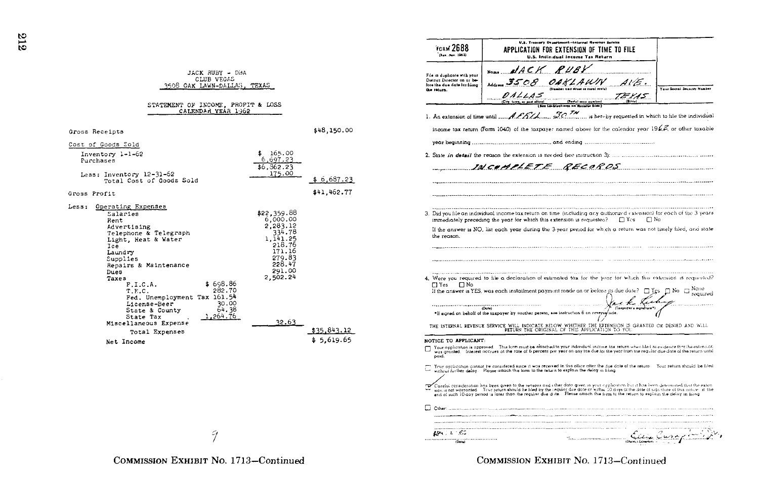JACK RUBY - DBA
CLUB VEGAS
3508 OAK LAWN-DALLAS, TEXAS

STATEMENT OF INCOME, PROFIT & LOSS
CALENDAR YEAR 1962

| | | | |
|---|---|---|---|
| Gross Receipts | | | $48,150.00 |
| Cost of Goods Sold | | | |
| Inventory 1-1-62 | | $ 165.00 | |
| Purchases | | 6,697.23 | |
| | | $6,862.23 | |
| Less: Inventory 12-31-62 | | 175.00 | |
| Total Cost of Goods Sold | | | $ 6,687.23 |
| Gross Profit | | | $41,462.77 |
| Less: Operating Expenses | | | |
| Salaries | | $22,359.88 | |
| Rent | | 6,000.00 | |
| Advertising | | 2,283.12 | |
| Telephone & Telegraph | | 334.78 | |
| Light, Heat & Water | | 1,141.25 | |
| Ice | | 218.76 | |
| Laundry | | 171.16 | |
| Supplies | | 279.83 | |
| Repairs & Maintenance | | 228.47 | |
| Dues | | 291.00 | |
| Taxes | | 2,502.24 | |
| F.I.C.A. | $ 698.86 | | |
| T.E.C. | 282.70 | | |
| Fed. Unemployment Tax | 161.54 | | |
| License-Beer | 30.00 | | |
| State & County | 64.38 | | |
| State Tax | 1,264.76 | | |
| Miscellaneous Expense | | 32.63 | |
| Total Expenses | | | $35,843.12 |
| Net Income | | | $ 5,619.65 |

9

COMMISSION EXHIBIT No. 1713—Continued

FORM 2688 (Rev. Nov. 1962)

U.S. Treasury Department—Internal Revenue Service
**APPLICATION FOR EXTENSION OF TIME TO FILE**
U.S. Individual Income Tax Return

File in duplicate with your District Director on or before the due date for filing the return.

Name JACK RUBY
Address 3508 OAKLAWN AVE.
(Number and street or rural route)
DALLAS TEXAS
(City, town, or post office) (Postal zone number) (State)
(See Instructions on Reverse Side)

Your Social Security Number

1. An extension of time until APRIL 30TH is hereby requested in which to file the individual income tax return (Form 1040) of the taxpayer named above for the calendar year 1962 or other taxable year beginning .................. and ending ..................

2. State *in detail* the reason the extension is needed (see instruction 3): INCOMPLETE RECORDS

3. Did you file an individual income tax return on time (including any authorized extension) for each of the 3 years immediately preceding the year for which this extension is requested? ☐ Yes ☐ No

If the answer is NO, list each year during the 3-year period for which a return was not timely filed, and state the reason.

4. Were you required to file a declaration of estimated tax for the year for which this extension is requested? ☐ Yes ☐ No
If the answer is YES, was each installment payment made on or before its due date? ☐ Yes ☐ No ☐ None required

(Date) Jack Ruby (Taxpayer's signature*)

*If signed on behalf of the taxpayer by another person, see instruction 6 on reverse side.

THE INTERNAL REVENUE SERVICE WILL INDICATE BELOW WHETHER THE EXTENSION IS GRANTED OR DENIED AND WILL RETURN THE ORIGINAL OF THIS APPLICATION TO YOU.

NOTICE TO APPLICANT:

☐ Your application is approved. This form must be attached to your individual income tax return when filed as evidence that the extension was granted. Interest accrues at the rate of 6 percent per year on any tax due for the year from the regular due date of the return until paid.

☐ Your application cannot be considered since it was received in this office after the due date of the return. Your return should be filed without further delay. Please attach this form to the return to explain the delay in filing.

☑ Careful consideration has been given to the reasons and other data given in your application but it has been determined that the extension is not warranted. Your return should be filed by the regular due date or within 10 days of the date of signature of this notice, if the end of such 10-day period is later than the regular due date. Please attach this form to the return to explain the delay in filing.

☐ Other: ..................

APR ... 1963
(Date)

(District Director)

COMMISSION EXHIBIT No. 1713—Continued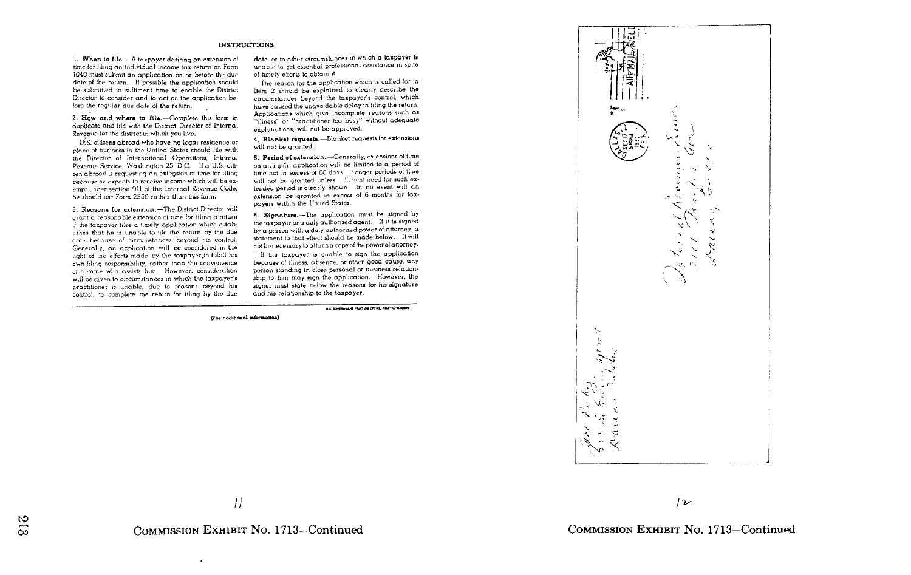## INSTRUCTIONS

1. **When to file.**—A taxpayer desiring an extension of time for filing an individual income tax return on Form 1040 must submit an application on or before the due date of the return. If possible the application should be submitted in sufficient time to enable the District Director to consider and to act on the application before the regular due date of the return.

2. **How and where to file.**—Complete this form in duplicate and file with the District Director of Internal Revenue for the district in which you live.

U.S. citizens abroad who have no legal residence or place of business in the United States should file with the Director of International Operations, Internal Revenue Service, Washington 25, D.C. If a U.S. citizen abroad is requesting an extension of time for filing because he expects to receive income which will be exempt under section 911 of the Internal Revenue Code, he should use Form 2350 rather than this form.

3. **Reasons for extension.**—The District Director will grant a reasonable extension of time for filing a return if the taxpayer files a timely application which establishes that he is unable to file the return by the due date because of circumstances beyond his control. Generally, an application will be considered in the light of the efforts made by the taxpayer to fulfill his own filing responsibility, rather than the convenience of anyone who assists him. However, consideration will be given to circumstances in which the taxpayer's practitioner is unable, due to reasons beyond his control, to complete the return for filing by the due date, or to other circumstances in which a taxpayer is unable to get essential professional assistance in spite of timely efforts to obtain it.

The reason for the application which is called for in Item 2 should be explained to clearly describe the circumstances beyond the taxpayer's control, which have caused the unavoidable delay in filing the return. Applications which give incomplete reasons such as "illness" or "practitioner too busy" without adequate explanations, will not be approved.

4. **Blanket requests.**—Blanket requests for extensions will not be granted.

5. **Period of extension.**—Generally, extensions of time on an initial application will be limited to a period of time not in excess of 60 days. Longer periods of time will not be granted unless sufficient need for such extended period is clearly shown. In no event will an extension be granted in excess of 6 months for taxpayers within the United States.

6. **Signature.**—The application must be signed by the taxpayer or a duly authorized agent. If it is signed by a person with a duly authorized power of attorney, a statement to that effect should be made below. It will not be necessary to attach a copy of the power of attorney.

If the taxpayer is unable to sign the application because of illness, absence, or other good cause, any person standing in close personal or business relationship to him may sign the application. However, the signer must state below the reasons for his signature and his relationship to the taxpayer.

U.S. GOVERNMENT PRINTING OFFICE

(For additional information)

11

COMMISSION EXHIBIT No. 1713—Continued

AIR MAIL

DALLAS SEP 17 5 PM 1963

Internal Revenue Service
1114 Commerce Ave
Dallas Texas

Jack Ruby
223 S Ewing Apt
Dallas Texas

12

COMMISSION EXHIBIT No. 1713—Continued